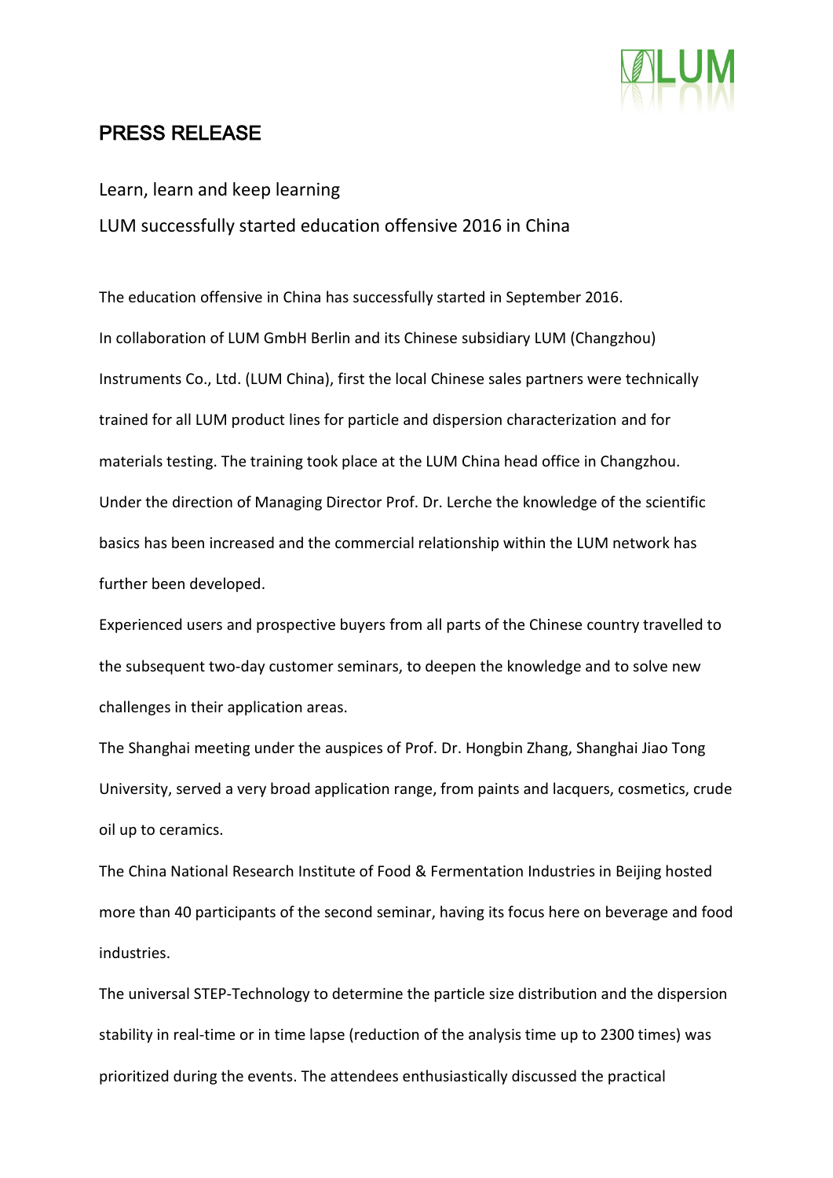# PRESS RELEASE

Learn, learn and keep learning

LUM successfully started education offensive 2016 in China

The education offensive in China has successfully started in September 2016.

In collaboration of LUM GmbH Berlin and its Chinese subsidiary LUM (Changzhou) Instruments Co., Ltd. (LUM China), first the local Chinese sales partners were technically trained for all LUM product lines for particle and dispersion characterization and for materials testing. The training took place at the LUM China head office in Changzhou.

Under the direction of Managing Director Prof. Dr. Lerche the knowledge of the scientific basics has been increased and the commercial relationship within the LUM network has further been developed.

Experienced users and prospective buyers from all parts of the Chinese country travelled to the subsequent two-day customer seminars, to deepen the knowledge and to solve new challenges in their application areas.

The Shanghai meeting under the auspices of Prof. Dr. Hongbin Zhang, Shanghai Jiao Tong University, served a very broad application range, from paints and lacquers, cosmetics, crude oil up to ceramics.

The China National Research Institute of Food & Fermentation Industries in Beijing hosted more than 40 participants of the second seminar, having its focus here on beverage and food industries.

The universal STEP-Technology to determine the particle size distribution and the dispersion stability in real-time or in time lapse (reduction of the analysis time up to 2300 times) was prioritized during the events. The attendees enthusiastically discussed the practical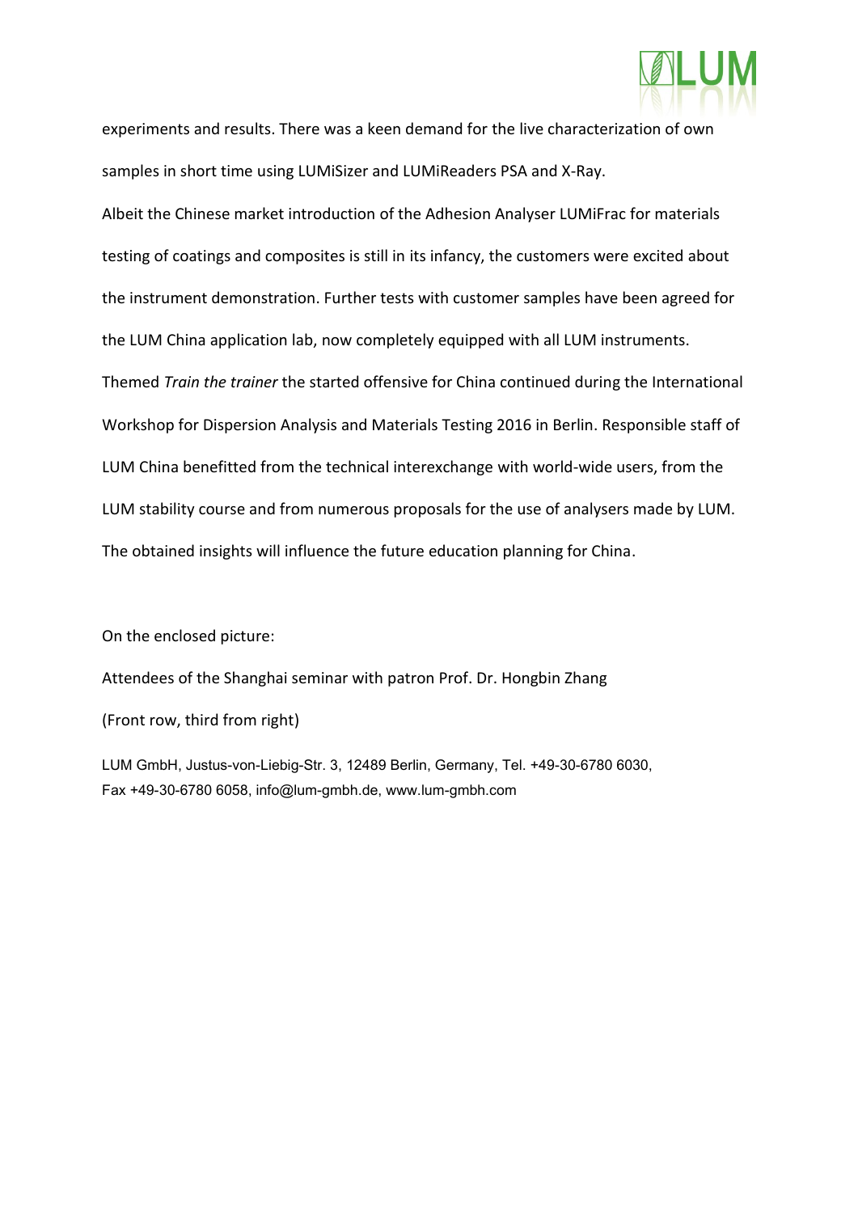experiments and results. There was a keen demand for the live characterization of own samples in short time using LUMiSizer and LUMiReaders PSA and X-Ray.

Albeit the Chinese market introduction of the Adhesion Analyser LUMiFrac for materials testing of coatings and composites is still in its infancy, the customers were excited about the instrument demonstration. Further tests with customer samples have been agreed for the LUM China application lab, now completely equipped with all LUM instruments.

Themed *Train the trainer* the started offensive for China continued during the International Workshop for Dispersion Analysis and Materials Testing 2016 in Berlin. Responsible staff of LUM China benefitted from the technical interexchange with world-wide users, from the LUM stability course and from numerous proposals for the use of analysers made by LUM. The obtained insights will influence the future education planning for China.

On the enclosed picture:

Attendees of the Shanghai seminar with patron Prof. Dr. Hongbin Zhang

(Front row, third from right)

LUM GmbH, Justus-von-Liebig-Str. 3, 12489 Berlin, Germany, Tel. +49-30-6780 6030, Fax +49-30-6780 6058, info@lum-gmbh.de, www.lum-gmbh.com